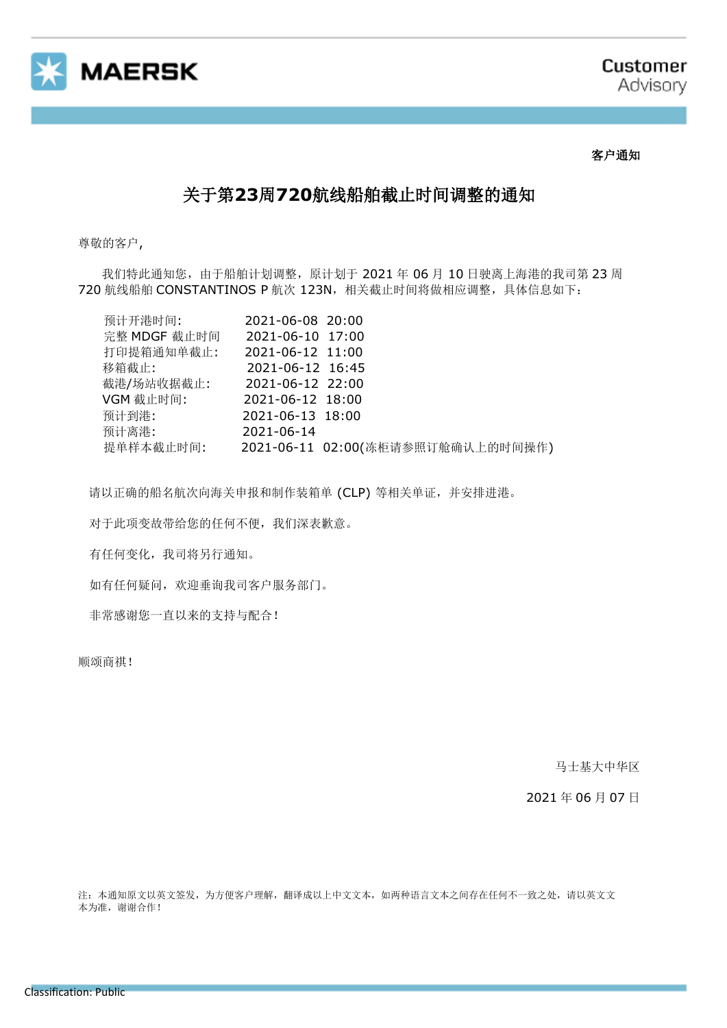MAERSK

Customer Advisory

**客户通知**

# 关于第23周720航线船舶截止时间调整的通知

尊敬的客户，

我们特此通知您，由于船舶计划调整，原计划于 2021 年 06 月 10 日驶离上海港的我司第 23 周 720 航线船舶 CONSTANTINOS P 航次 123N，相关截止时间将做相应调整，具体信息如下：

| | |
|---|---|
| 预计开港时间: | 2021-06-08 20:00 |
| 完整 MDGF 截止时间 | 2021-06-10 17:00 |
| 打印提箱通知单截止: | 2021-06-12 11:00 |
| 移箱截止: | 2021-06-12 16:45 |
| 截港/场站收据截止: | 2021-06-12 22:00 |
| VGM 截止时间: | 2021-06-12 18:00 |
| 预计到港: | 2021-06-13 18:00 |
| 预计离港: | 2021-06-14 |
| 提单样本截止时间: | 2021-06-11 02:00(冻柜请参照订舱确认上的时间操作) |

请以正确的船名航次向海关申报和制作装箱单 (CLP) 等相关单证，并安排进港。

对于此项变故带给您的任何不便，我们深表歉意。

有任何变化，我司将另行通知。

如有任何疑问，欢迎垂询我司客户服务部门。

非常感谢您一直以来的支持与配合！

顺颂商祺！

马士基大中华区

2021 年 06 月 07 日

注：本通知原文以英文签发，为方便客户理解，翻译成以上中文文本，如两种语言文本之间存在任何不一致之处，请以英文文本为准，谢谢合作！

Classification: Public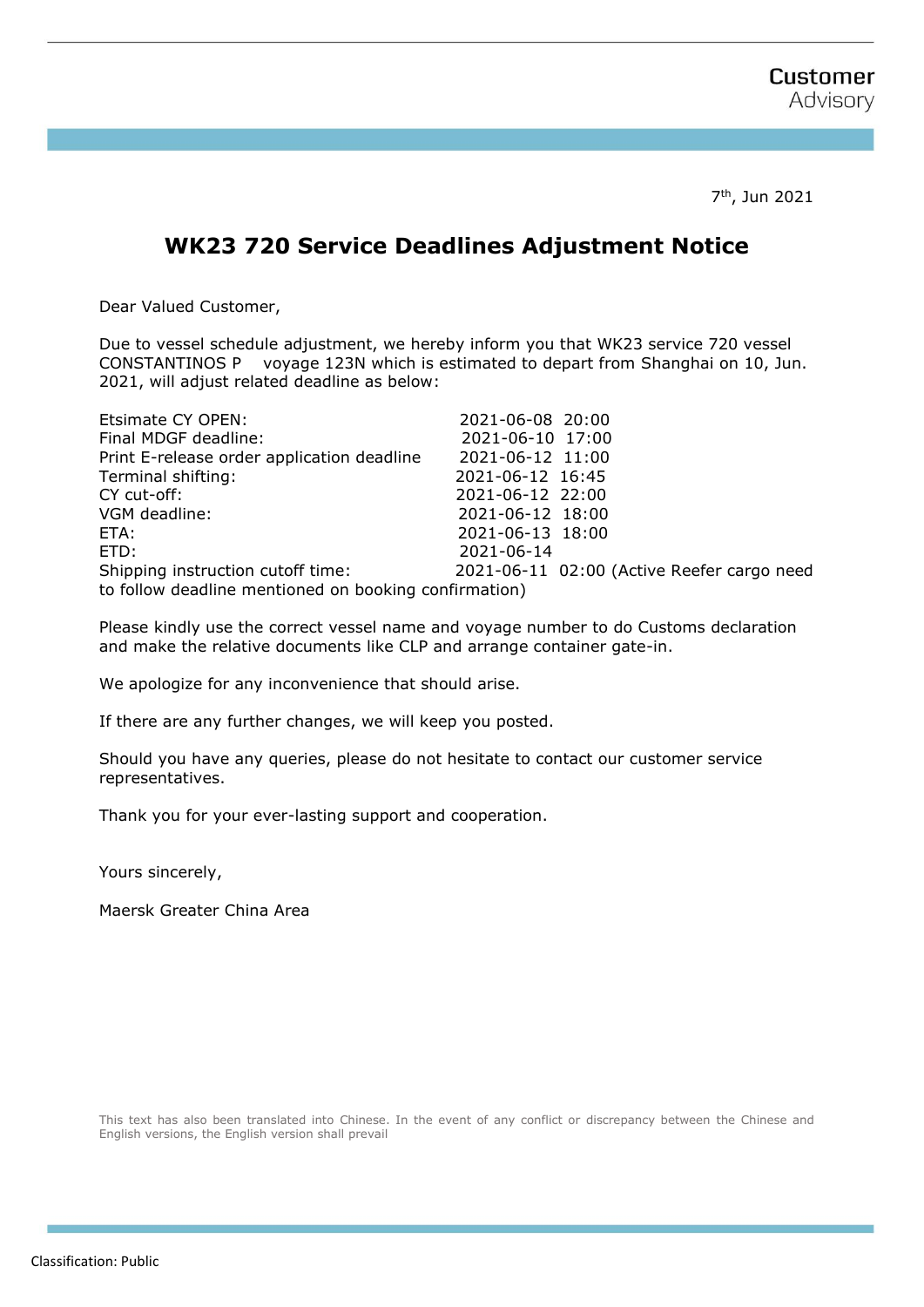Customer
Advisory

7th, Jun 2021

# WK23 720 Service Deadlines Adjustment Notice

Dear Valued Customer,

Due to vessel schedule adjustment, we hereby inform you that WK23 service 720 vessel CONSTANTINOS P voyage 123N which is estimated to depart from Shanghai on 10, Jun. 2021, will adjust related deadline as below:

| | |
|---|---|
| Etsimate CY OPEN: | 2021-06-08 20:00 |
| Final MDGF deadline: | 2021-06-10 17:00 |
| Print E-release order application deadline | 2021-06-12 11:00 |
| Terminal shifting: | 2021-06-12 16:45 |
| CY cut-off: | 2021-06-12 22:00 |
| VGM deadline: | 2021-06-12 18:00 |
| ETA: | 2021-06-13 18:00 |
| ETD: | 2021-06-14 |
| Shipping instruction cutoff time: | 2021-06-11 02:00 (Active Reefer cargo need to follow deadline mentioned on booking confirmation) |

Please kindly use the correct vessel name and voyage number to do Customs declaration and make the relative documents like CLP and arrange container gate-in.

We apologize for any inconvenience that should arise.

If there are any further changes, we will keep you posted.

Should you have any queries, please do not hesitate to contact our customer service representatives.

Thank you for your ever-lasting support and cooperation.

Yours sincerely,

Maersk Greater China Area

This text has also been translated into Chinese. In the event of any conflict or discrepancy between the Chinese and English versions, the English version shall prevail

Classification: Public